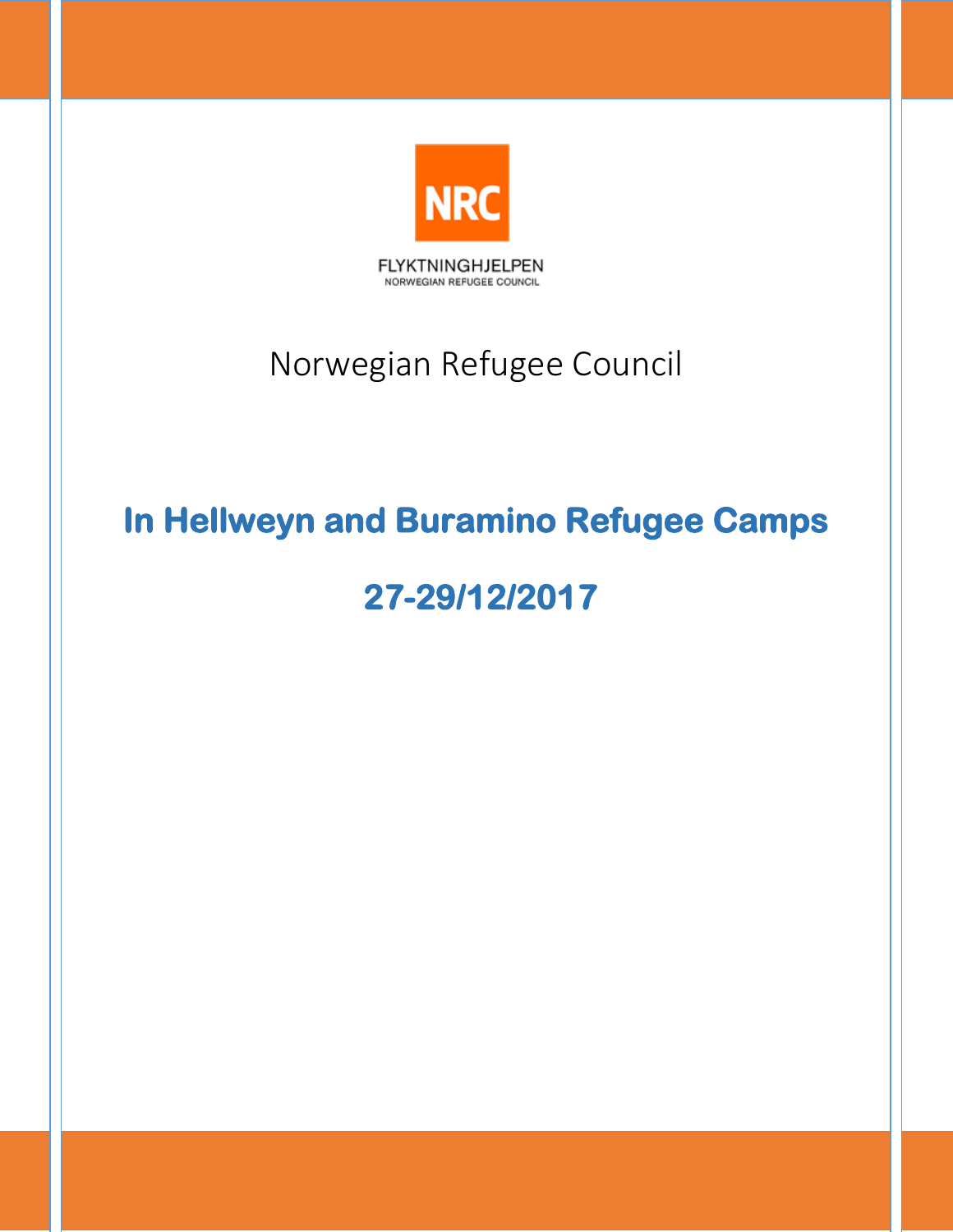NRC

FLYKTNINGHJELPEN
NORWEGIAN REFUGEE COUNCIL

Norwegian Refugee Council

# In Hellweyn and Buramino Refugee Camps

# 27-29/12/2017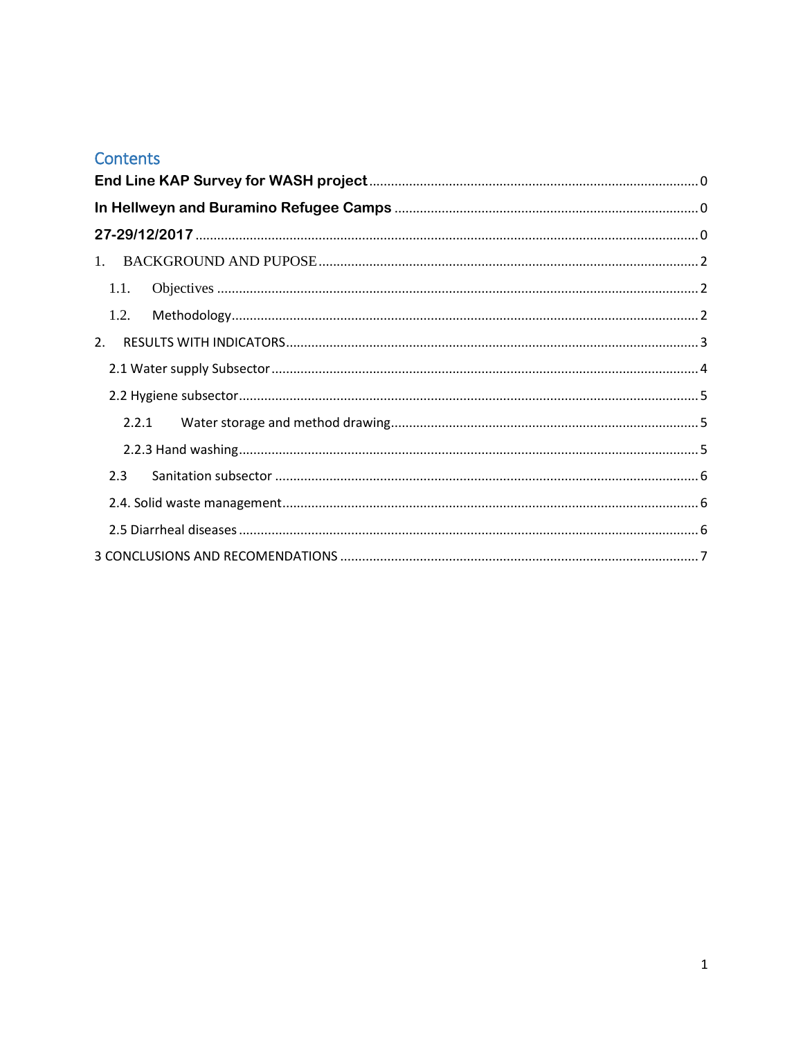# Contents

**End Line KAP Survey for WASH project** .......... 0

**In Hellweyn and Buramino Refugee Camps** .......... 0

**27-29/12/2017** .......... 0

1. BACKGROUND AND PUPOSE .......... 2
    - 1.1. Objectives .......... 2
    - 1.2. Methodology .......... 2
2. RESULTS WITH INDICATORS .......... 3
    - 2.1 Water supply Subsector .......... 4
    - 2.2 Hygiene subsector .......... 5
        - 2.2.1 Water storage and method drawing .......... 5
        - 2.2.3 Hand washing .......... 5
    - 2.3 Sanitation subsector .......... 6
    - 2.4. Solid waste management .......... 6
    - 2.5 Diarrheal diseases .......... 6

3 CONCLUSIONS AND RECOMENDATIONS .......... 7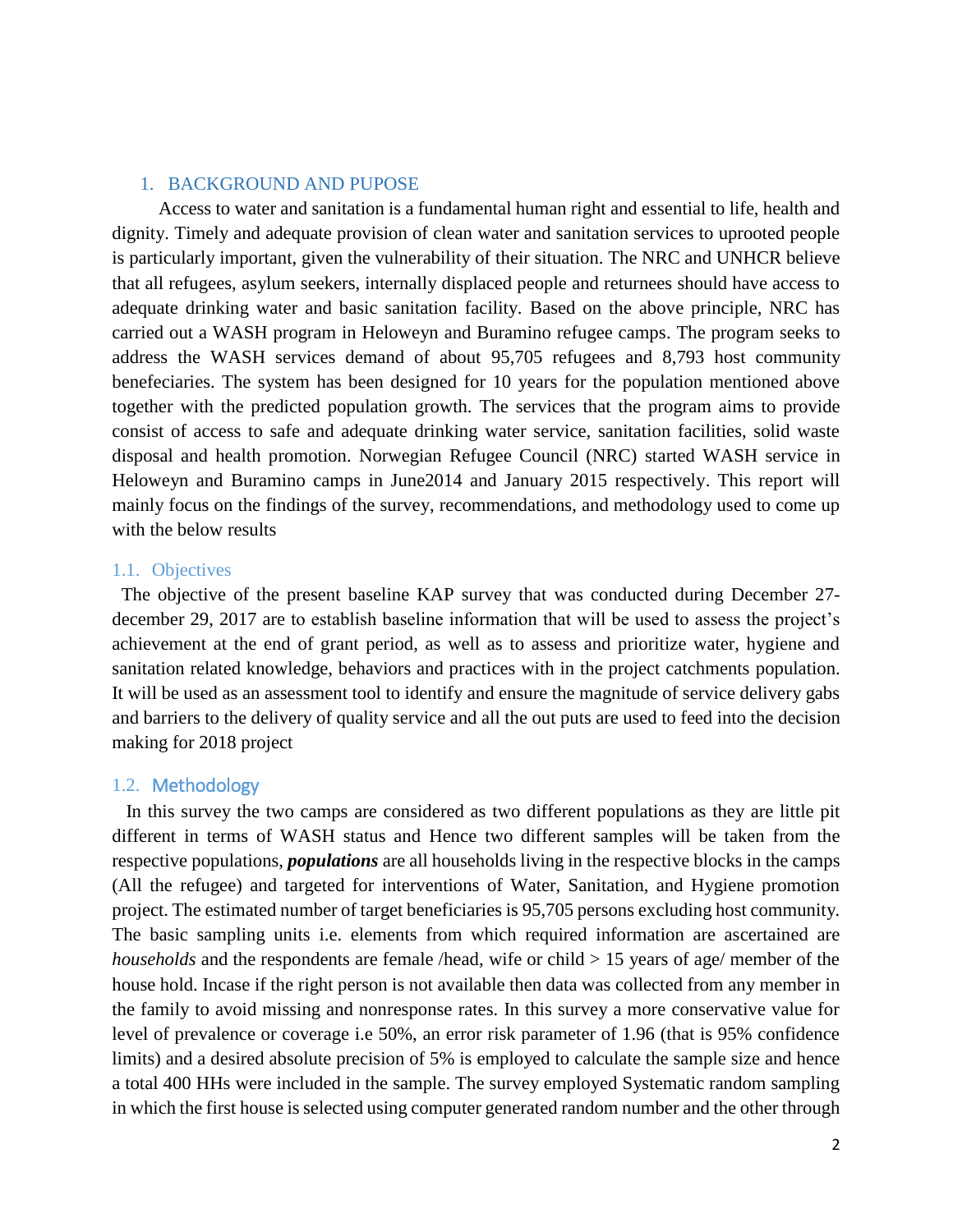# 1. BACKGROUND AND PUPOSE

Access to water and sanitation is a fundamental human right and essential to life, health and dignity. Timely and adequate provision of clean water and sanitation services to uprooted people is particularly important, given the vulnerability of their situation. The NRC and UNHCR believe that all refugees, asylum seekers, internally displaced people and returnees should have access to adequate drinking water and basic sanitation facility. Based on the above principle, NRC has carried out a WASH program in Heloweyn and Buramino refugee camps. The program seeks to address the WASH services demand of about 95,705 refugees and 8,793 host community benefeciaries. The system has been designed for 10 years for the population mentioned above together with the predicted population growth. The services that the program aims to provide consist of access to safe and adequate drinking water service, sanitation facilities, solid waste disposal and health promotion. Norwegian Refugee Council (NRC) started WASH service in Heloweyn and Buramino camps in June2014 and January 2015 respectively. This report will mainly focus on the findings of the survey, recommendations, and methodology used to come up with the below results

## 1.1. Objectives

The objective of the present baseline KAP survey that was conducted during December 27-december 29, 2017 are to establish baseline information that will be used to assess the project's achievement at the end of grant period, as well as to assess and prioritize water, hygiene and sanitation related knowledge, behaviors and practices with in the project catchments population. It will be used as an assessment tool to identify and ensure the magnitude of service delivery gabs and barriers to the delivery of quality service and all the out puts are used to feed into the decision making for 2018 project

## 1.2. Methodology

In this survey the two camps are considered as two different populations as they are little pit different in terms of WASH status and Hence two different samples will be taken from the respective populations, ***populations*** are all households living in the respective blocks in the camps (All the refugee) and targeted for interventions of Water, Sanitation, and Hygiene promotion project. The estimated number of target beneficiaries is 95,705 persons excluding host community. The basic sampling units i.e. elements from which required information are ascertained are *households* and the respondents are female /head, wife or child > 15 years of age/ member of the house hold. Incase if the right person is not available then data was collected from any member in the family to avoid missing and nonresponse rates. In this survey a more conservative value for level of prevalence or coverage i.e 50%, an error risk parameter of 1.96 (that is 95% confidence limits) and a desired absolute precision of 5% is employed to calculate the sample size and hence a total 400 HHs were included in the sample. The survey employed Systematic random sampling in which the first house is selected using computer generated random number and the other through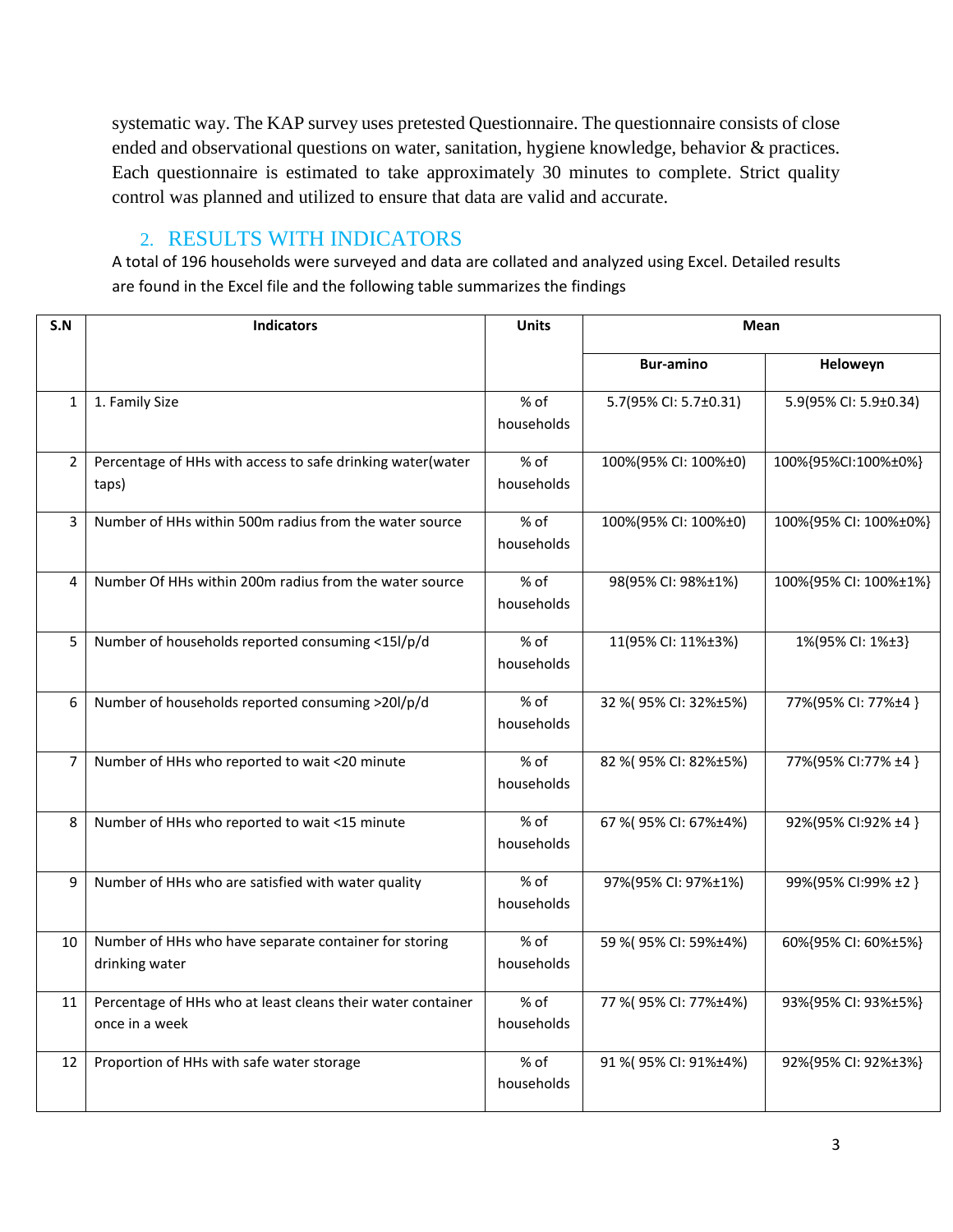systematic way. The KAP survey uses pretested Questionnaire. The questionnaire consists of close ended and observational questions on water, sanitation, hygiene knowledge, behavior & practices. Each questionnaire is estimated to take approximately 30 minutes to complete. Strict quality control was planned and utilized to ensure that data are valid and accurate.

## 2. RESULTS WITH INDICATORS

A total of 196 households were surveyed and data are collated and analyzed using Excel. Detailed results are found in the Excel file and the following table summarizes the findings

| S.N | Indicators | Units | Mean | |
|---|---|---|---|---|
| | | | **Bur-amino** | **Heloweyn** |
| 1 | 1. Family Size | % of households | 5.7(95% CI: 5.7±0.31) | 5.9(95% CI: 5.9±0.34) |
| 2 | Percentage of HHs with access to safe drinking water(water taps) | % of households | 100%(95% CI: 100%±0) | 100%{95%CI:100%±0%} |
| 3 | Number of HHs within 500m radius from the water source | % of households | 100%(95% CI: 100%±0) | 100%{95% CI: 100%±0%} |
| 4 | Number Of HHs within 200m radius from the water source | % of households | 98(95% CI: 98%±1%) | 100%{95% CI: 100%±1%} |
| 5 | Number of households reported consuming <15l/p/d | % of households | 11(95% CI: 11%±3%) | 1%(95% CI: 1%±3} |
| 6 | Number of households reported consuming >20l/p/d | % of households | 32 %( 95% CI: 32%±5%) | 77%(95% CI: 77%±4 } |
| 7 | Number of HHs who reported to wait <20 minute | % of households | 82 %( 95% CI: 82%±5%) | 77%(95% CI:77% ±4 } |
| 8 | Number of HHs who reported to wait <15 minute | % of households | 67 %( 95% CI: 67%±4%) | 92%(95% CI:92% ±4 } |
| 9 | Number of HHs who are satisfied with water quality | % of households | 97%(95% CI: 97%±1%) | 99%(95% CI:99% ±2 } |
| 10 | Number of HHs who have separate container for storing drinking water | % of households | 59 %( 95% CI: 59%±4%) | 60%{95% CI: 60%±5%} |
| 11 | Percentage of HHs who at least cleans their water container once in a week | % of households | 77 %( 95% CI: 77%±4%) | 93%{95% CI: 93%±5%} |
| 12 | Proportion of HHs with safe water storage | % of households | 91 %( 95% CI: 91%±4%) | 92%{95% CI: 92%±3%} |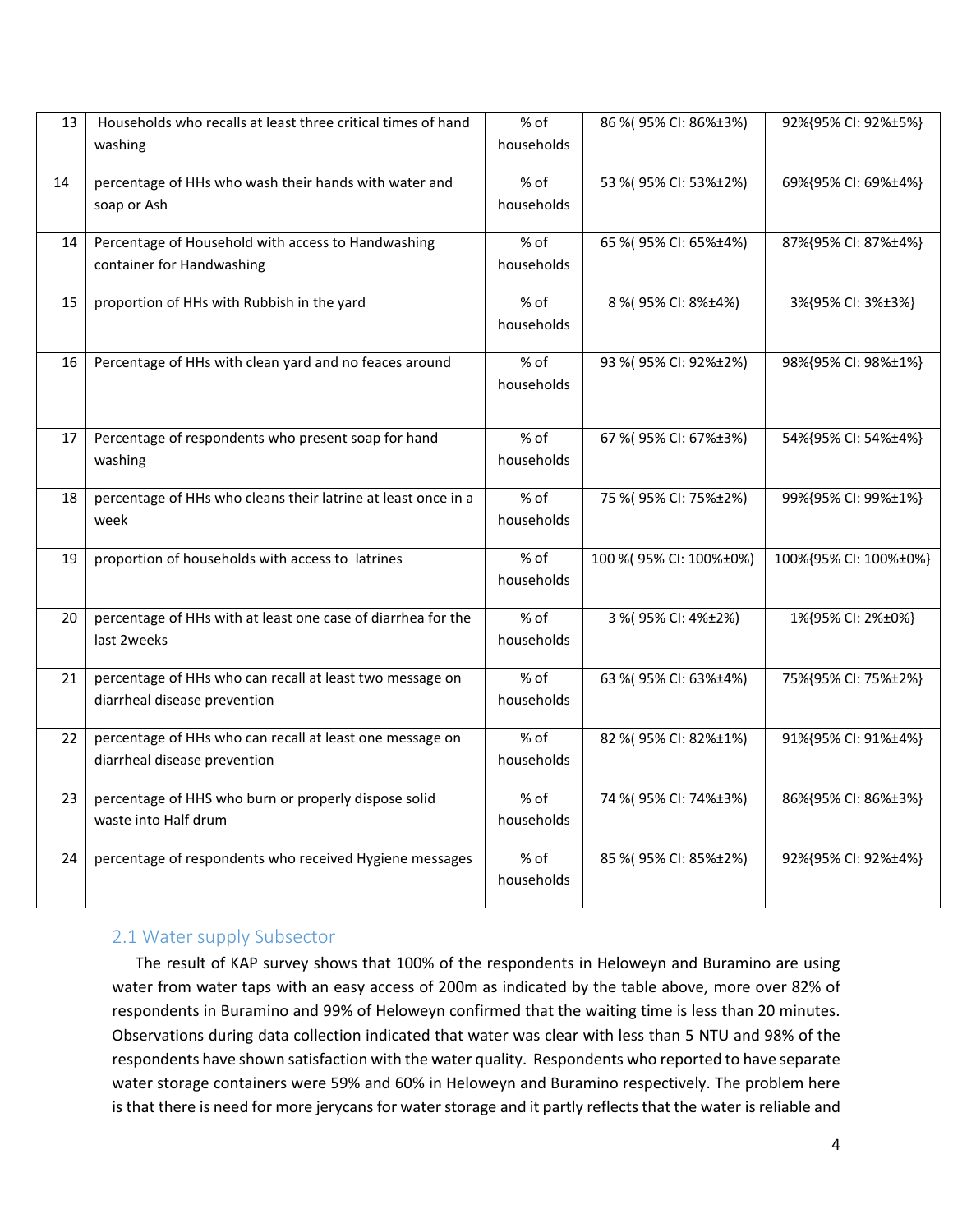| 13 | Households who recalls at least three critical times of hand washing | % of households | 86 %( 95% CI: 86%±3%) | 92%{95% CI: 92%±5%} |
|---|---|---|---|---|
| 14 | percentage of HHs who wash their hands with water and soap or Ash | % of households | 53 %( 95% CI: 53%±2%) | 69%{95% CI: 69%±4%} |
| 14 | Percentage of Household with access to Handwashing container for Handwashing | % of households | 65 %( 95% CI: 65%±4%) | 87%{95% CI: 87%±4%} |
| 15 | proportion of HHs with Rubbish in the yard | % of households | 8 %( 95% CI: 8%±4%) | 3%{95% CI: 3%±3%} |
| 16 | Percentage of HHs with clean yard and no feaces around | % of households | 93 %( 95% CI: 92%±2%) | 98%{95% CI: 98%±1%} |
| 17 | Percentage of respondents who present soap for hand washing | % of households | 67 %( 95% CI: 67%±3%) | 54%{95% CI: 54%±4%} |
| 18 | percentage of HHs who cleans their latrine at least once in a week | % of households | 75 %( 95% CI: 75%±2%) | 99%{95% CI: 99%±1%} |
| 19 | proportion of households with access to latrines | % of households | 100 %( 95% CI: 100%±0%) | 100%{95% CI: 100%±0%} |
| 20 | percentage of HHs with at least one case of diarrhea for the last 2weeks | % of households | 3 %( 95% CI: 4%±2%) | 1%{95% CI: 2%±0%} |
| 21 | percentage of HHs who can recall at least two message on diarrheal disease prevention | % of households | 63 %( 95% CI: 63%±4%) | 75%{95% CI: 75%±2%} |
| 22 | percentage of HHs who can recall at least one message on diarrheal disease prevention | % of households | 82 %( 95% CI: 82%±1%) | 91%{95% CI: 91%±4%} |
| 23 | percentage of HHS who burn or properly dispose solid waste into Half drum | % of households | 74 %( 95% CI: 74%±3%) | 86%{95% CI: 86%±3%} |
| 24 | percentage of respondents who received Hygiene messages | % of households | 85 %( 95% CI: 85%±2%) | 92%{95% CI: 92%±4%} |

## 2.1 Water supply Subsector

The result of KAP survey shows that 100% of the respondents in Heloweyn and Buramino are using water from water taps with an easy access of 200m as indicated by the table above, more over 82% of respondents in Buramino and 99% of Heloweyn confirmed that the waiting time is less than 20 minutes. Observations during data collection indicated that water was clear with less than 5 NTU and 98% of the respondents have shown satisfaction with the water quality. Respondents who reported to have separate water storage containers were 59% and 60% in Heloweyn and Buramino respectively. The problem here is that there is need for more jerycans for water storage and it partly reflects that the water is reliable and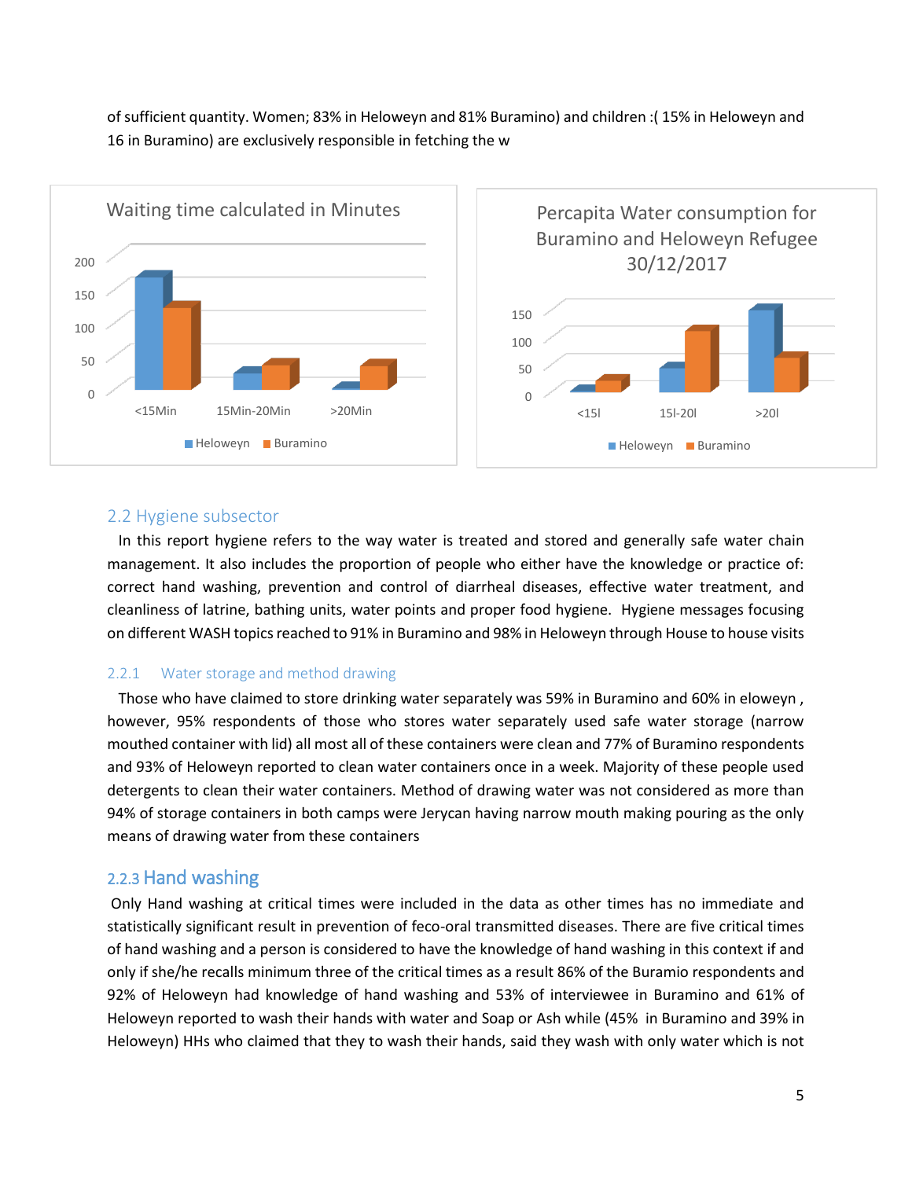of sufficient quantity. Women; 83% in Heloweyn and 81% Buramino) and children :( 15% in Heloweyn and 16 in Buramino) are exclusively responsible in fetching the w

Waiting time calculated in Minutes

Percapita Water consumption for Buramino and Heloweyn Refugee 30/12/2017

## 2.2 Hygiene subsector

In this report hygiene refers to the way water is treated and stored and generally safe water chain management. It also includes the proportion of people who either have the knowledge or practice of: correct hand washing, prevention and control of diarrheal diseases, effective water treatment, and cleanliness of latrine, bathing units, water points and proper food hygiene. Hygiene messages focusing on different WASH topics reached to 91% in Buramino and 98% in Heloweyn through House to house visits

### 2.2.1 Water storage and method drawing

Those who have claimed to store drinking water separately was 59% in Buramino and 60% in eloweyn , however, 95% respondents of those who stores water separately used safe water storage (narrow mouthed container with lid) all most all of these containers were clean and 77% of Buramino respondents and 93% of Heloweyn reported to clean water containers once in a week. Majority of these people used detergents to clean their water containers. Method of drawing water was not considered as more than 94% of storage containers in both camps were Jerycan having narrow mouth making pouring as the only means of drawing water from these containers

### 2.2.3 Hand washing

Only Hand washing at critical times were included in the data as other times has no immediate and statistically significant result in prevention of feco-oral transmitted diseases. There are five critical times of hand washing and a person is considered to have the knowledge of hand washing in this context if and only if she/he recalls minimum three of the critical times as a result 86% of the Buramio respondents and 92% of Heloweyn had knowledge of hand washing and 53% of interviewee in Buramino and 61% of Heloweyn reported to wash their hands with water and Soap or Ash while (45% in Buramino and 39% in Heloweyn) HHs who claimed that they to wash their hands, said they wash with only water which is not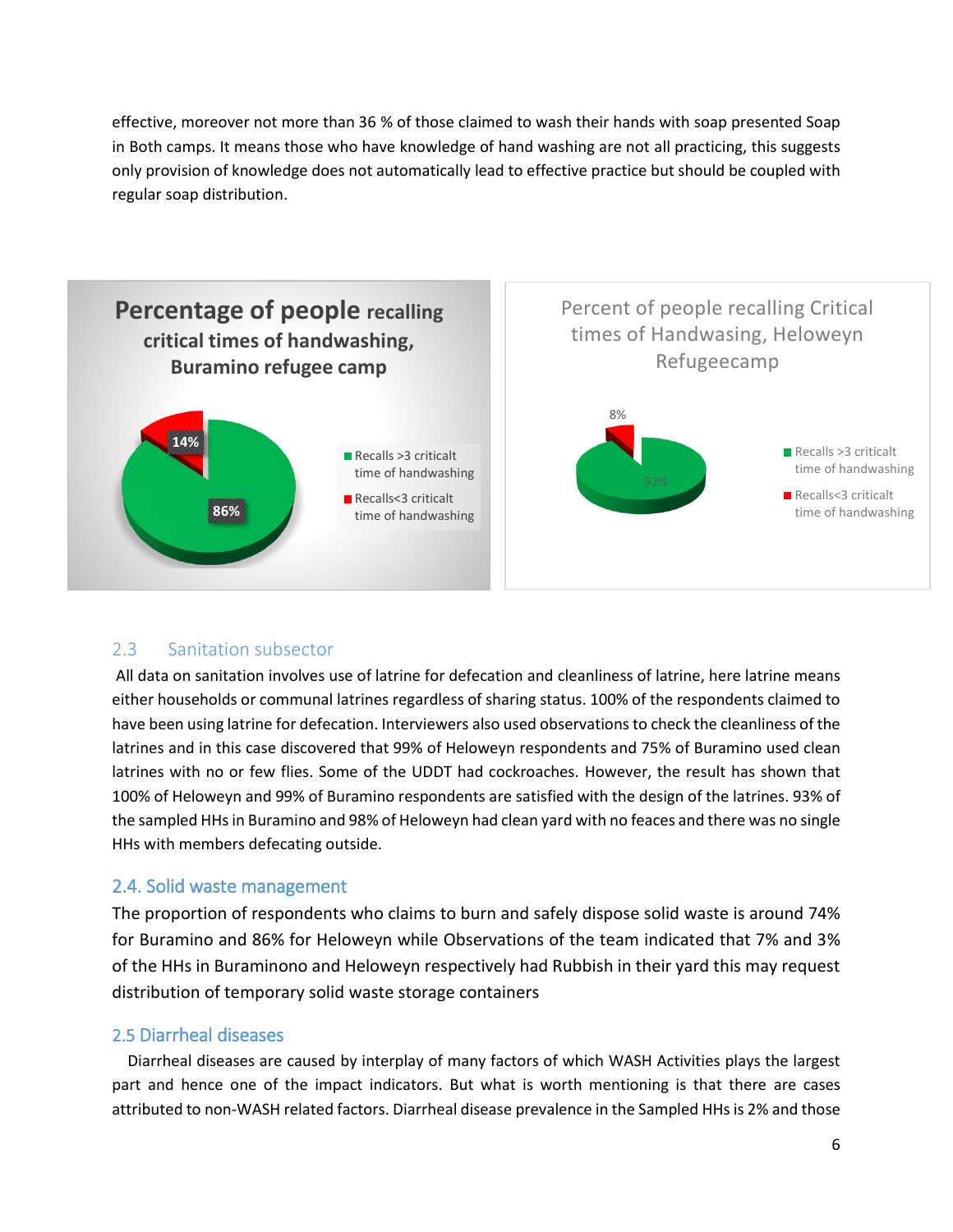effective, moreover not more than 36 % of those claimed to wash their hands with soap presented Soap in Both camps. It means those who have knowledge of hand washing are not all practicing, this suggests only provision of knowledge does not automatically lead to effective practice but should be coupled with regular soap distribution.

**Percentage of people recalling critical times of handwashing, Buramino refugee camp**

- Recalls >3 criticalt time of handwashing: 86%
- Recalls<3 criticalt time of handwashing: 14%

Percent of people recalling Critical times of Handwasing, Heloweyn Refugeecamp

- Recalls >3 criticalt time of handwashing: 92%
- Recalls<3 criticalt time of handwashing: 8%

## 2.3 Sanitation subsector

All data on sanitation involves use of latrine for defecation and cleanliness of latrine, here latrine means either households or communal latrines regardless of sharing status. 100% of the respondents claimed to have been using latrine for defecation. Interviewers also used observations to check the cleanliness of the latrines and in this case discovered that 99% of Heloweyn respondents and 75% of Buramino used clean latrines with no or few flies. Some of the UDDT had cockroaches. However, the result has shown that 100% of Heloweyn and 99% of Buramino respondents are satisfied with the design of the latrines. 93% of the sampled HHs in Buramino and 98% of Heloweyn had clean yard with no feaces and there was no single HHs with members defecating outside.

## 2.4. Solid waste management

The proportion of respondents who claims to burn and safely dispose solid waste is around 74% for Buramino and 86% for Heloweyn while Observations of the team indicated that 7% and 3% of the HHs in Buraminono and Heloweyn respectively had Rubbish in their yard this may request distribution of temporary solid waste storage containers

## 2.5 Diarrheal diseases

Diarrheal diseases are caused by interplay of many factors of which WASH Activities plays the largest part and hence one of the impact indicators. But what is worth mentioning is that there are cases attributed to non-WASH related factors. Diarrheal disease prevalence in the Sampled HHs is 2% and those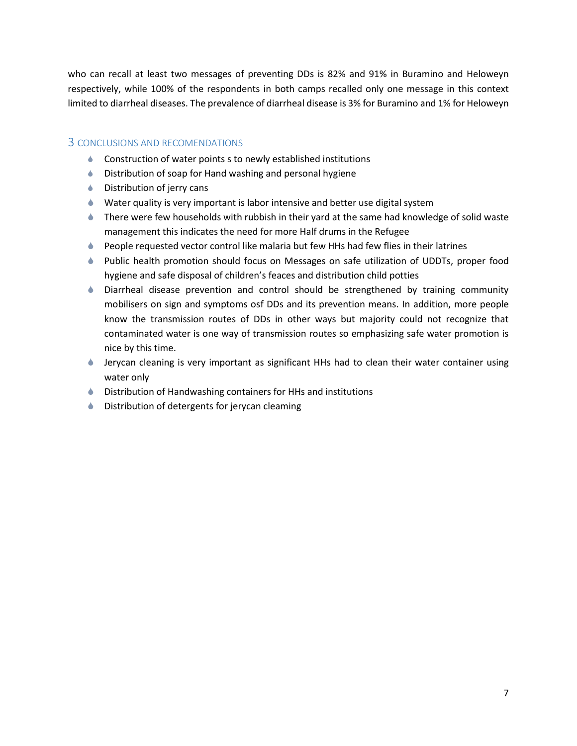who can recall at least two messages of preventing DDs is 82% and 91% in Buramino and Heloweyn respectively, while 100% of the respondents in both camps recalled only one message in this context limited to diarrheal diseases. The prevalence of diarrheal disease is 3% for Buramino and 1% for Heloweyn

## 3 CONCLUSIONS AND RECOMENDATIONS

- Construction of water points s to newly established institutions
- Distribution of soap for Hand washing and personal hygiene
- Distribution of jerry cans
- Water quality is very important is labor intensive and better use digital system
- There were few households with rubbish in their yard at the same had knowledge of solid waste management this indicates the need for more Half drums in the Refugee
- People requested vector control like malaria but few HHs had few flies in their latrines
- Public health promotion should focus on Messages on safe utilization of UDDTs, proper food hygiene and safe disposal of children's feaces and distribution child potties
- Diarrheal disease prevention and control should be strengthened by training community mobilisers on sign and symptoms osf DDs and its prevention means. In addition, more people know the transmission routes of DDs in other ways but majority could not recognize that contaminated water is one way of transmission routes so emphasizing safe water promotion is nice by this time.
- Jerycan cleaning is very important as significant HHs had to clean their water container using water only
- Distribution of Handwashing containers for HHs and institutions
- Distribution of detergents for jerycan cleaming